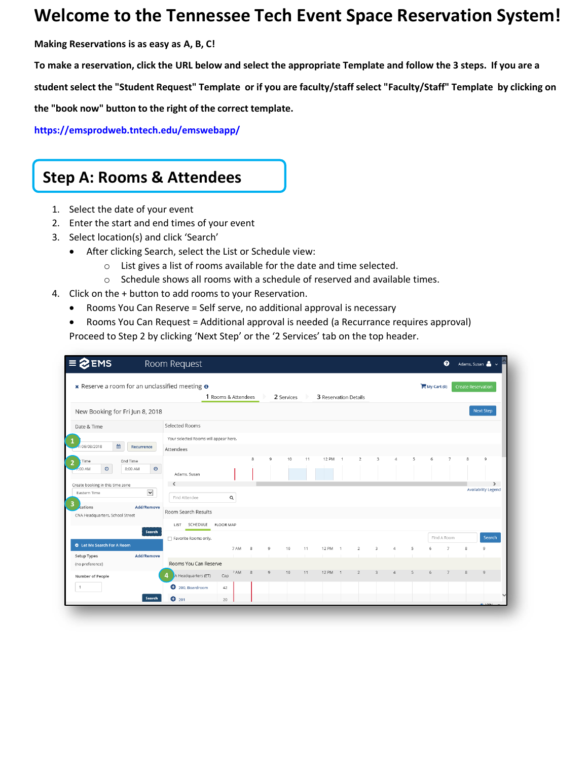# Welcome to the Tennessee Tech Event Space Reservation System!

**Making Reservations is as easy as A, B, C!**

**To make a reservation, click the URL below and select the appropriate Template and follow the 3 steps. If you are a student select the "Student Request" Template or if you are faculty/staff select "Faculty/Staff" Template by clicking on the "book now" button to the right of the correct template.**

https://emsprodweb.tntech.edu/emswebapp/

## Step A: Rooms & Attendees

1. Select the date of your event
2. Enter the start and end times of your event
3. Select location(s) and click 'Search'
   - After clicking Search, select the List or Schedule view:
     - List gives a list of rooms available for the date and time selected.
     - Schedule shows all rooms with a schedule of reserved and available times.
4. Click on the + button to add rooms to your Reservation.
   - Rooms You Can Reserve = Self serve, no additional approval is necessary
   - Rooms You Can Request = Additional approval is needed (a Recurrance requires approval)

Proceed to Step 2 by clicking 'Next Step' or the '2 Services' tab on the top header.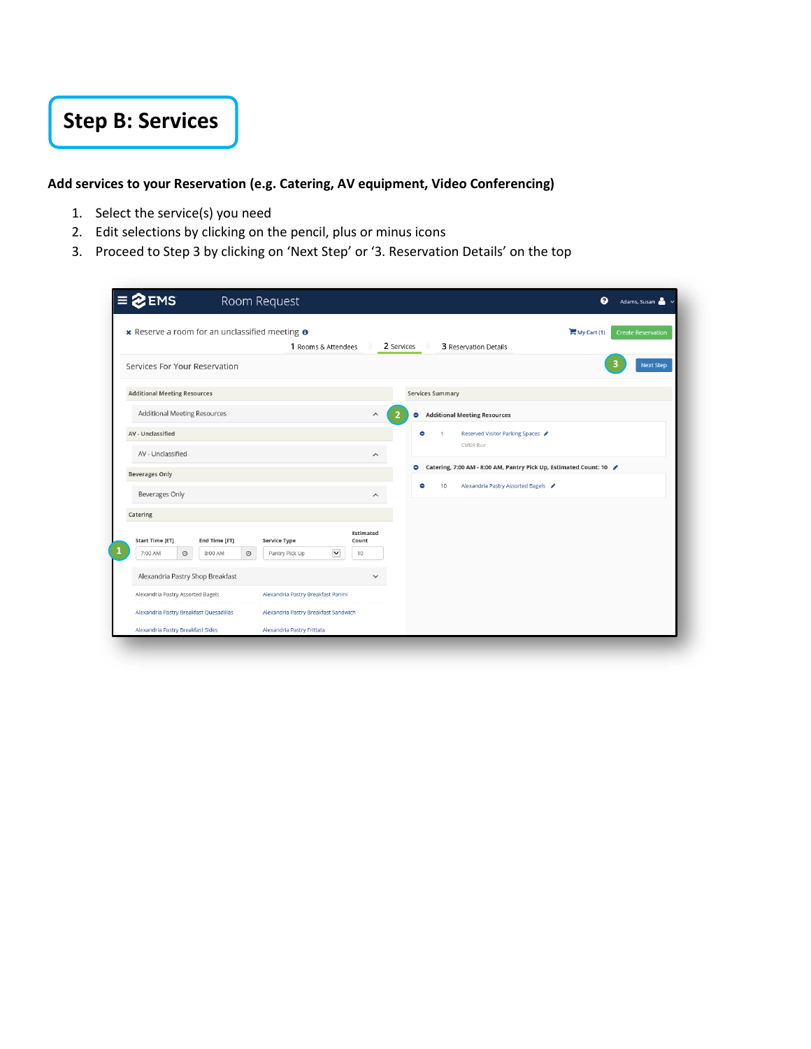# Step B: Services

**Add services to your Reservation (e.g. Catering, AV equipment, Video Conferencing)**

1. Select the service(s) you need
2. Edit selections by clicking on the pencil, plus or minus icons
3. Proceed to Step 3 by clicking on 'Next Step' or '3. Reservation Details' on the top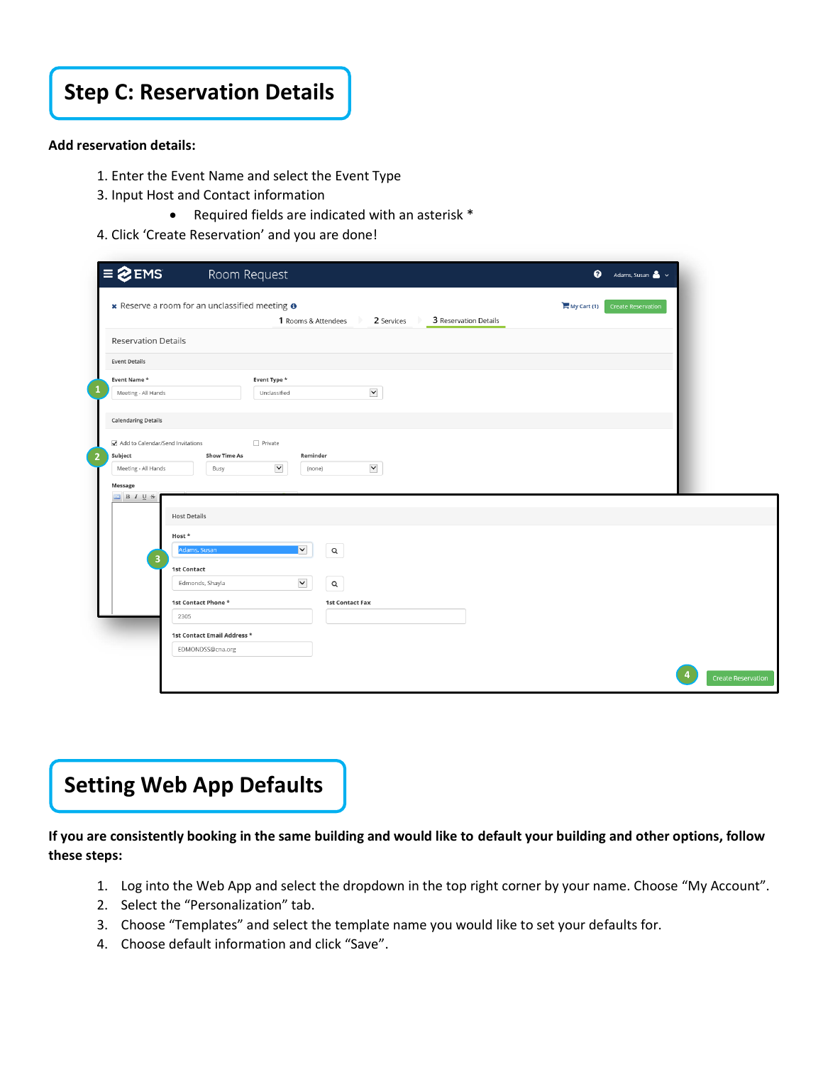# Step C: Reservation Details

**Add reservation details:**

1. Enter the Event Name and select the Event Type
3. Input Host and Contact information
   - Required fields are indicated with an asterisk *
4. Click 'Create Reservation' and you are done!

# Setting Web App Defaults

**If you are consistently booking in the same building and would like to default your building and other options, follow these steps:**

1. Log into the Web App and select the dropdown in the top right corner by your name. Choose "My Account".
2. Select the "Personalization" tab.
3. Choose "Templates" and select the template name you would like to set your defaults for.
4. Choose default information and click "Save".